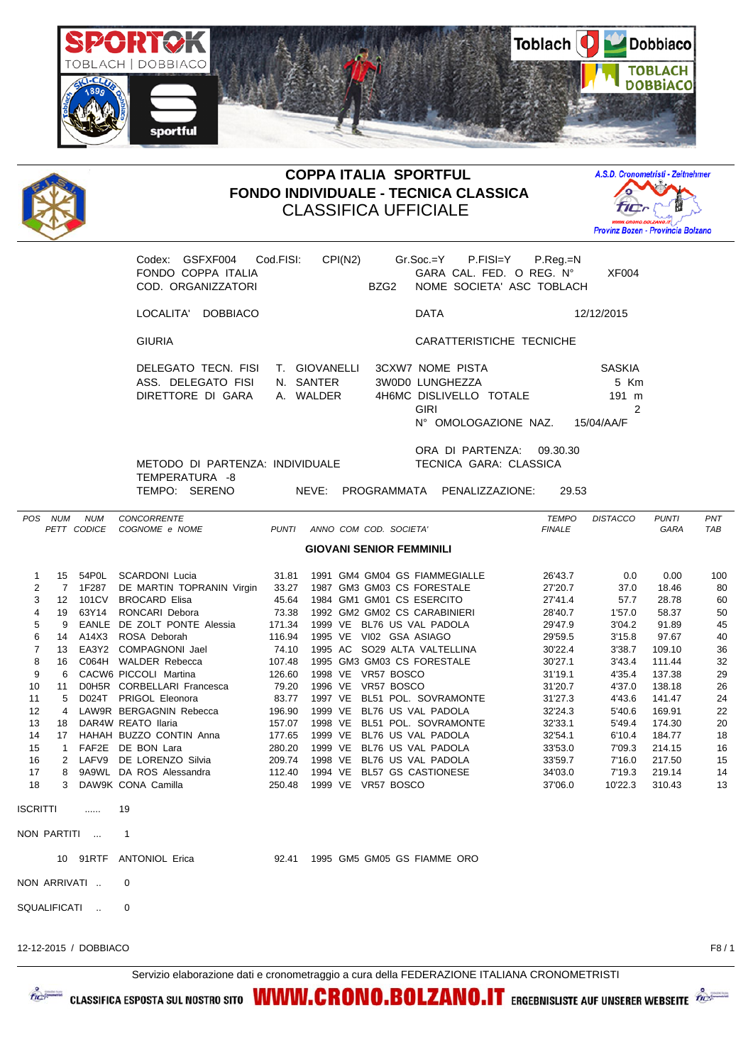# COPPA ITALIA SPORTFUL
## FONDO INDIVIDUALE - TECNICA CLASSICA
### CLASSIFICA UFFICIALE

Codex: GSFXF004 Cod.FISI: CPI(N2) Gr.Soc.=Y P.FISI=Y P.Reg.=N
FONDO COPPA ITALIA GARA CAL. FED. O REG. N° XF004
COD. ORGANIZZATORI BZG2 NOME SOCIETA' ASC TOBLACH

LOCALITA' DOBBIACO DATA 12/12/2015

GIURIA CARATTERISTICHE TECNICHE

DELEGATO TECN. FISI T. GIOVANELLI 3CXW7 NOME PISTA SASKIA
ASS. DELEGATO FISI N. SANTER 3W0D0 LUNGHEZZA 5 Km
DIRETTORE DI GARA A. WALDER 4H6MC DISLIVELLO TOTALE 191 m
GIRI 2
N° OMOLOGAZIONE NAZ. 15/04/AA/F

ORA DI PARTENZA: 09.30.30
METODO DI PARTENZA: INDIVIDUALE TECNICA GARA: CLASSICA
TEMPERATURA -8
TEMPO: SERENO NEVE: PROGRAMMATA PENALIZZAZIONE: 29.53

**GIOVANI SENIOR FEMMINILI**

| POS | NUM PETT | NUM CODICE | CONCORRENTE COGNOME e NOME | PUNTI | ANNO COM COD. SOCIETA' | TEMPO FINALE | DISTACCO | PUNTI GARA | PNT TAB |
|---|---|---|---|---|---|---|---|---|---|
| 1 | 15 | 54P0L | SCARDONI Lucia | 31.81 | 1991 GM4 GM04 GS FIAMMEGIALLE | 26'43.7 | 0.0 | 0.00 | 100 |
| 2 | 7 | 1F287 | DE MARTIN TOPRANIN Virgin | 33.27 | 1987 GM3 GM03 CS FORESTALE | 27'20.7 | 37.0 | 18.46 | 80 |
| 3 | 12 | 101CV | BROCARD Elisa | 45.64 | 1984 GM1 GM01 CS ESERCITO | 27'41.4 | 57.7 | 28.78 | 60 |
| 4 | 19 | 63Y14 | RONCARI Debora | 73.38 | 1992 GM2 GM02 CS CARABINIERI | 28'40.7 | 1'57.0 | 58.37 | 50 |
| 5 | 9 | EANLE | DE ZOLT PONTE Alessia | 171.34 | 1999 VE BL76 US VAL PADOLA | 29'47.9 | 3'04.2 | 91.89 | 45 |
| 6 | 14 | A14X3 | ROSA Deborah | 116.94 | 1995 VE VI02 GSA ASIAGO | 29'59.5 | 3'15.8 | 97.67 | 40 |
| 7 | 13 | EA3Y2 | COMPAGNONI Jael | 74.10 | 1995 AC SO29 ALTA VALTELLINA | 30'22.4 | 3'38.7 | 109.10 | 36 |
| 8 | 16 | C064H | WALDER Rebecca | 107.48 | 1995 GM3 GM03 CS FORESTALE | 30'27.1 | 3'43.4 | 111.44 | 32 |
| 9 | 6 | CACW6 | PICCOLI Martina | 126.60 | 1998 VE VR57 BOSCO | 31'19.1 | 4'35.4 | 137.38 | 29 |
| 10 | 11 | D0H5R | CORBELLARI Francesca | 79.20 | 1996 VE VR57 BOSCO | 31'20.7 | 4'37.0 | 138.18 | 26 |
| 11 | 5 | D024T | PRIGOL Eleonora | 83.77 | 1997 VE BL51 POL. SOVRAMONTE | 31'27.3 | 4'43.6 | 141.47 | 24 |
| 12 | 4 | LAW9R | BERGAGNIN Rebecca | 196.90 | 1999 VE BL76 US VAL PADOLA | 32'24.3 | 5'40.6 | 169.91 | 22 |
| 13 | 18 | DAR4W | REATO Ilaria | 157.07 | 1998 VE BL51 POL. SOVRAMONTE | 32'33.1 | 5'49.4 | 174.30 | 20 |
| 14 | 17 | HAHAH | BUZZO CONTIN Anna | 177.65 | 1999 VE BL76 US VAL PADOLA | 32'54.1 | 6'10.4 | 184.77 | 18 |
| 15 | 1 | FAF2E | DE BON Lara | 280.20 | 1999 VE BL76 US VAL PADOLA | 33'53.0 | 7'09.3 | 214.15 | 16 |
| 16 | 2 | LAFV9 | DE LORENZO Silvia | 209.74 | 1998 VE BL76 US VAL PADOLA | 33'59.7 | 7'16.0 | 217.50 | 15 |
| 17 | 8 | 9A9WL | DA ROS Alessandra | 112.40 | 1994 VE BL57 GS CASTIONESE | 34'03.0 | 7'19.3 | 219.14 | 14 |
| 18 | 3 | DAW9K | CONA Camilla | 250.48 | 1999 VE VR57 BOSCO | 37'06.0 | 10'22.3 | 310.43 | 13 |

ISCRITTI ...... 19

NON PARTITI ... 1

10 91RTF ANTONIOL Erica 92.41 1995 GM5 GM05 GS FIAMME ORO

NON ARRIVATI .. 0

SQUALIFICATI .. 0

12-12-2015 / DOBBIACO F8 / 1

Servizio elaborazione dati e cronometraggio a cura della FEDERAZIONE ITALIANA CRONOMETRISTI

CLASSIFICA ESPOSTA SUL NOSTRO SITO WWW.CRONO.BOLZANO.IT ERGEBNISLISTE AUF UNSERER WEBSEITE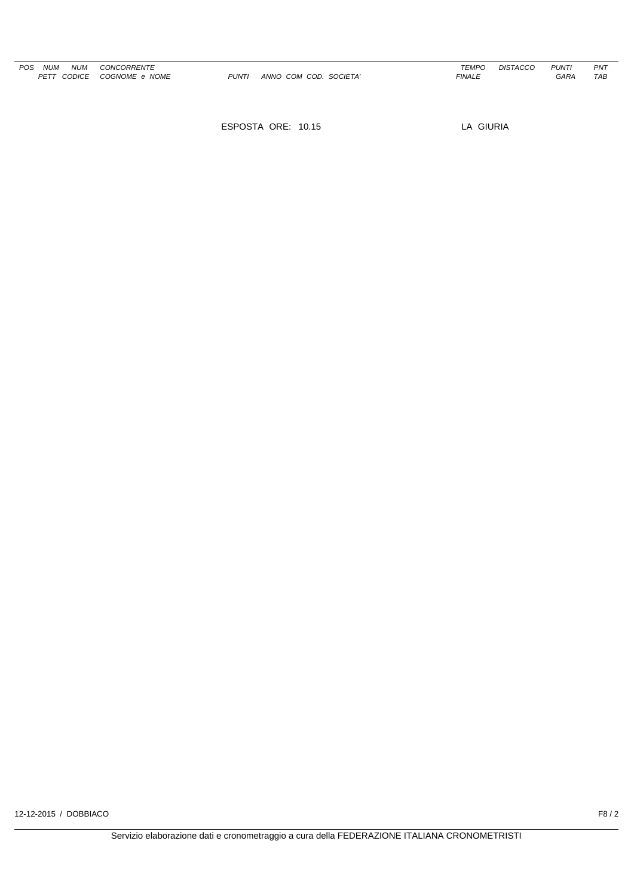| POS | NUM PETT | NUM CODICE | CONCORRENTE COGNOME e NOME | PUNTI | ANNO | COM | COD. | SOCIETA' | TEMPO FINALE | DISTACCO | PUNTI GARA | PNT TAB |
|---|---|---|---|---|---|---|---|---|---|---|---|---|

ESPOSTA ORE: 10.15

LA GIURIA

12-12-2015 / DOBBIACO

F8 / 2

Servizio elaborazione dati e cronometraggio a cura della FEDERAZIONE ITALIANA CRONOMETRISTI